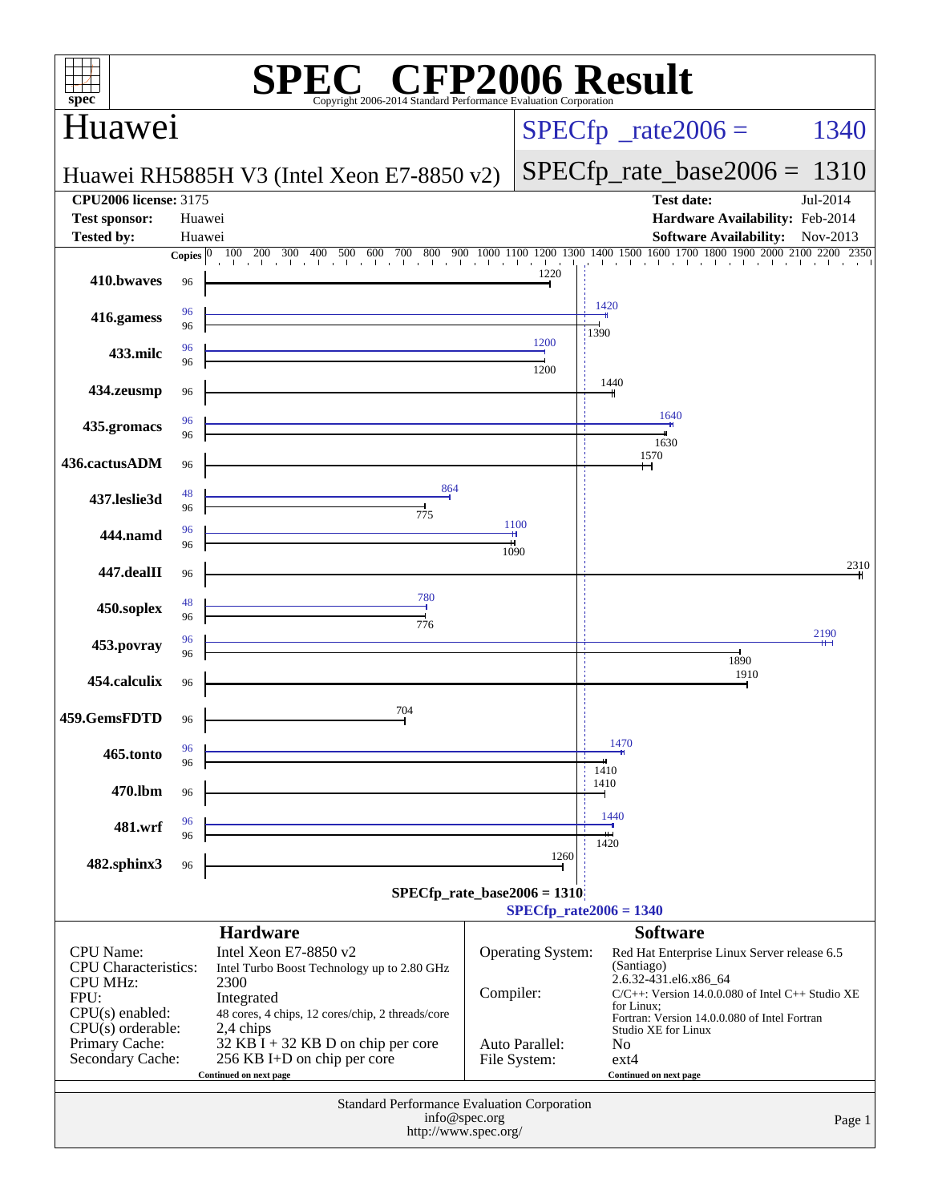# SPEC CFP2006 Result

Copyright 2006-2014 Standard Performance Evaluation Corporation

## Huawei

**Huawei RH5885H V3 (Intel Xeon E7-8850 v2)**

SPECfp_rate2006 = 1340

SPECfp_rate_base2006 = 1310

| | | | |
|---|---|---|---|
| **CPU2006 license:** 3175 | | **Test date:** | Jul-2014 |
| **Test sponsor:** | Huawei | **Hardware Availability:** | Feb-2014 |
| **Tested by:** | Huawei | **Software Availability:** | Nov-2013 |

| Benchmark | Copies (peak) | Peak | Copies (base) | Base |
|---|---|---|---|---|
| 410.bwaves | | | 96 | 1220 |
| 416.gamess | 96 | 1420 | 96 | 1390 |
| 433.milc | 96 | 1200 | 96 | 1200 |
| 434.zeusmp | | | 96 | 1440 |
| 435.gromacs | 96 | 1640 | 96 | 1630 |
| 436.cactusADM | | | 96 | 1570 |
| 437.leslie3d | 48 | 864 | 96 | 775 |
| 444.namd | 96 | 1100 | 96 | 1090 |
| 447.dealII | | | 96 | 2310 |
| 450.soplex | 48 | 780 | 96 | 776 |
| 453.povray | 96 | 2190 | 96 | 1890 |
| 454.calculix | | | 96 | 1910 |
| 459.GemsFDTD | | | 96 | 704 |
| 465.tonto | 96 | 1470 | 96 | 1410 |
| 470.lbm | | | 96 | 1410 |
| 481.wrf | 96 | 1440 | 96 | 1420 |
| 482.sphinx3 | | | 96 | 1260 |

SPECfp_rate_base2006 = 1310

SPECfp_rate2006 = 1340

### Hardware

| | |
|---|---|
| CPU Name: | Intel Xeon E7-8850 v2 |
| CPU Characteristics: | Intel Turbo Boost Technology up to 2.80 GHz |
| CPU MHz: | 2300 |
| FPU: | Integrated |
| CPU(s) enabled: | 48 cores, 4 chips, 12 cores/chip, 2 threads/core |
| CPU(s) orderable: | 2,4 chips |
| Primary Cache: | 32 KB I + 32 KB D on chip per core |
| Secondary Cache: | 256 KB I+D on chip per core |

Continued on next page

### Software

| | |
|---|---|
| Operating System: | Red Hat Enterprise Linux Server release 6.5 (Santiago) 2.6.32-431.el6.x86_64 |
| Compiler: | C/C++: Version 14.0.0.080 of Intel C++ Studio XE for Linux; Fortran: Version 14.0.0.080 of Intel Fortran Studio XE for Linux |
| Auto Parallel: | No |
| File System: | ext4 |

Continued on next page

Standard Performance Evaluation Corporation
info@spec.org
http://www.spec.org/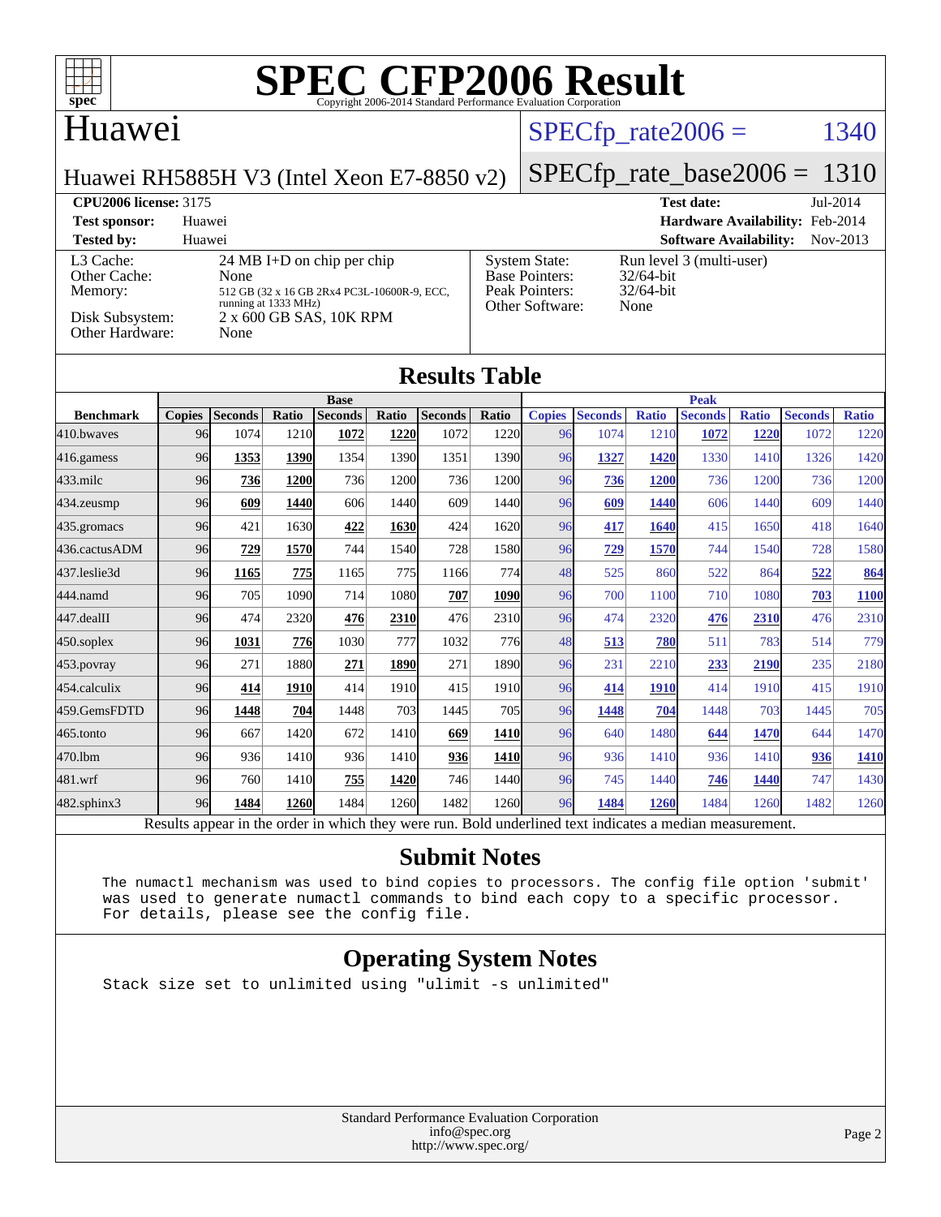# SPEC CFP2006 Result

Copyright 2006-2014 Standard Performance Evaluation Corporation

## Huawei

Huawei RH5885H V3 (Intel Xeon E7-8850 v2)

SPECfp_rate2006 = 1340

SPECfp_rate_base2006 = 1310

**CPU2006 license:** 3175 | **Test date:** Jul-2014
**Test sponsor:** Huawei | **Hardware Availability:** Feb-2014
**Tested by:** Huawei | **Software Availability:** Nov-2013

| | |
|---|---|
| L3 Cache: | 24 MB I+D on chip per chip |
| Other Cache: | None |
| Memory: | 512 GB (32 x 16 GB 2Rx4 PC3L-10600R-9, ECC, running at 1333 MHz) |
| Disk Subsystem: | 2 x 600 GB SAS, 10K RPM |
| Other Hardware: | None |

| | |
|---|---|
| System State: | Run level 3 (multi-user) |
| Base Pointers: | 32/64-bit |
| Peak Pointers: | 32/64-bit |
| Other Software: | None |

## Results Table

| Benchmark | Base | | | | | | | Peak | | | | | | |
|---|---|---|---|---|---|---|---|---|---|---|---|---|---|---|
| | Copies | Seconds | Ratio | Seconds | Ratio | Seconds | Ratio | Copies | Seconds | Ratio | Seconds | Ratio | Seconds | Ratio |
| 410.bwaves | 96 | 1074 | 1210 | **1072** | **1220** | 1072 | 1220 | 96 | 1074 | 1210 | **1072** | **1220** | 1072 | 1220 |
| 416.gamess | 96 | **1353** | **1390** | 1354 | 1390 | 1351 | 1390 | 96 | **1327** | **1420** | 1330 | 1410 | 1326 | 1420 |
| 433.milc | 96 | **736** | **1200** | 736 | 1200 | 736 | 1200 | 96 | **736** | **1200** | 736 | 1200 | 736 | 1200 |
| 434.zeusmp | 96 | **609** | **1440** | 606 | 1440 | 609 | 1440 | 96 | **609** | **1440** | 606 | 1440 | 609 | 1440 |
| 435.gromacs | 96 | 421 | 1630 | **422** | **1630** | 424 | 1620 | 96 | **417** | **1640** | 415 | 1650 | 418 | 1640 |
| 436.cactusADM | 96 | **729** | **1570** | 744 | 1540 | 728 | 1580 | 96 | **729** | **1570** | 744 | 1540 | 728 | 1580 |
| 437.leslie3d | 96 | **1165** | **775** | 1165 | 775 | 1166 | 774 | 48 | 525 | 860 | 522 | 864 | **522** | **864** |
| 444.namd | 96 | 705 | 1090 | 714 | 1080 | **707** | **1090** | 96 | 700 | 1100 | 710 | 1080 | **703** | **1100** |
| 447.dealII | 96 | 474 | 2320 | **476** | **2310** | 476 | 2310 | 96 | 474 | 2320 | **476** | **2310** | 476 | 2310 |
| 450.soplex | 96 | **1031** | **776** | 1030 | 777 | 1032 | 776 | 48 | **513** | **780** | 511 | 783 | 514 | 779 |
| 453.povray | 96 | 271 | 1880 | **271** | **1890** | 271 | 1890 | 96 | 231 | 2210 | **233** | **2190** | 235 | 2180 |
| 454.calculix | 96 | **414** | **1910** | 414 | 1910 | 415 | 1910 | 96 | **414** | **1910** | 414 | 1910 | 415 | 1910 |
| 459.GemsFDTD | 96 | **1448** | **704** | 1448 | 703 | 1445 | 705 | 96 | **1448** | **704** | 1448 | 703 | 1445 | 705 |
| 465.tonto | 96 | 667 | 1420 | 672 | 1410 | **669** | **1410** | 96 | 640 | 1480 | **644** | **1470** | 644 | 1470 |
| 470.lbm | 96 | 936 | 1410 | 936 | 1410 | **936** | **1410** | 96 | 936 | 1410 | 936 | 1410 | **936** | **1410** |
| 481.wrf | 96 | 760 | 1410 | **755** | **1420** | 746 | 1440 | 96 | 745 | 1440 | **746** | **1440** | 747 | 1430 |
| 482.sphinx3 | 96 | **1484** | **1260** | 1484 | 1260 | 1482 | 1260 | 96 | **1484** | **1260** | 1484 | 1260 | 1482 | 1260 |

Results appear in the order in which they were run. Bold underlined text indicates a median measurement.

## Submit Notes

```
The numactl mechanism was used to bind copies to processors. The config file option 'submit'
was used to generate numactl commands to bind each copy to a specific processor.
For details, please see the config file.
```

## Operating System Notes

```
Stack size set to unlimited using "ulimit -s unlimited"
```

Standard Performance Evaluation Corporation
info@spec.org
http://www.spec.org/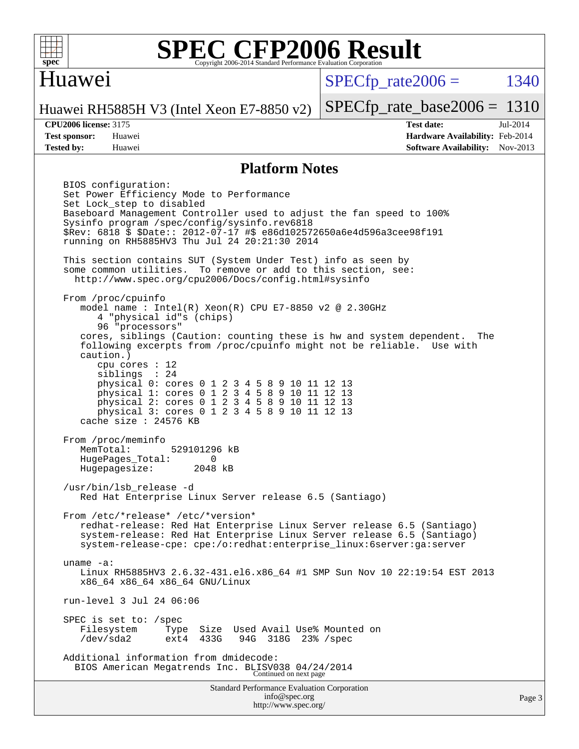# SPEC CFP2006 Result

Copyright 2006-2014 Standard Performance Evaluation Corporation

**Huawei**

Huawei RH5885H V3 (Intel Xeon E7-8850 v2)

SPECfp_rate2006 = 1340

SPECfp_rate_base2006 = 1310

| | | | |
|---|---|---|---|
| **CPU2006 license:** | 3175 | **Test date:** | Jul-2014 |
| **Test sponsor:** | Huawei | **Hardware Availability:** | Feb-2014 |
| **Tested by:** | Huawei | **Software Availability:** | Nov-2013 |

## Platform Notes

```
BIOS configuration:
Set Power Efficiency Mode to Performance
Set Lock_step to disabled
Baseboard Management Controller used to adjust the fan speed to 100%
Sysinfo program /spec/config/sysinfo.rev6818
$Rev: 6818 $ $Date:: 2012-07-17 #$ e86d102572650a6e4d596a3cee98f191
running on RH5885HV3 Thu Jul 24 20:21:30 2014

This section contains SUT (System Under Test) info as seen by
some common utilities.  To remove or add to this section, see:
  http://www.spec.org/cpu2006/Docs/config.html#sysinfo

From /proc/cpuinfo
   model name : Intel(R) Xeon(R) CPU E7-8850 v2 @ 2.30GHz
      4 "physical id"s (chips)
      96 "processors"
   cores, siblings (Caution: counting these is hw and system dependent.  The
   following excerpts from /proc/cpuinfo might not be reliable.  Use with
   caution.)
      cpu cores : 12
      siblings  : 24
      physical 0: cores 0 1 2 3 4 5 8 9 10 11 12 13
      physical 1: cores 0 1 2 3 4 5 8 9 10 11 12 13
      physical 2: cores 0 1 2 3 4 5 8 9 10 11 12 13
      physical 3: cores 0 1 2 3 4 5 8 9 10 11 12 13
   cache size : 24576 KB

From /proc/meminfo
   MemTotal:       529101296 kB
   HugePages_Total:       0
   Hugepagesize:       2048 kB

/usr/bin/lsb_release -d
   Red Hat Enterprise Linux Server release 6.5 (Santiago)

From /etc/*release* /etc/*version*
   redhat-release: Red Hat Enterprise Linux Server release 6.5 (Santiago)
   system-release: Red Hat Enterprise Linux Server release 6.5 (Santiago)
   system-release-cpe: cpe:/o:redhat:enterprise_linux:6server:ga:server

uname -a:
   Linux RH5885HV3 2.6.32-431.el6.x86_64 #1 SMP Sun Nov 10 22:19:54 EST 2013
   x86_64 x86_64 x86_64 GNU/Linux

run-level 3 Jul 24 06:06

SPEC is set to: /spec
   Filesystem     Type  Size  Used Avail Use% Mounted on
   /dev/sda2      ext4  433G   94G  318G  23% /spec

Additional information from dmidecode:
  BIOS American Megatrends Inc. BLISV038 04/24/2014
```

Continued on next page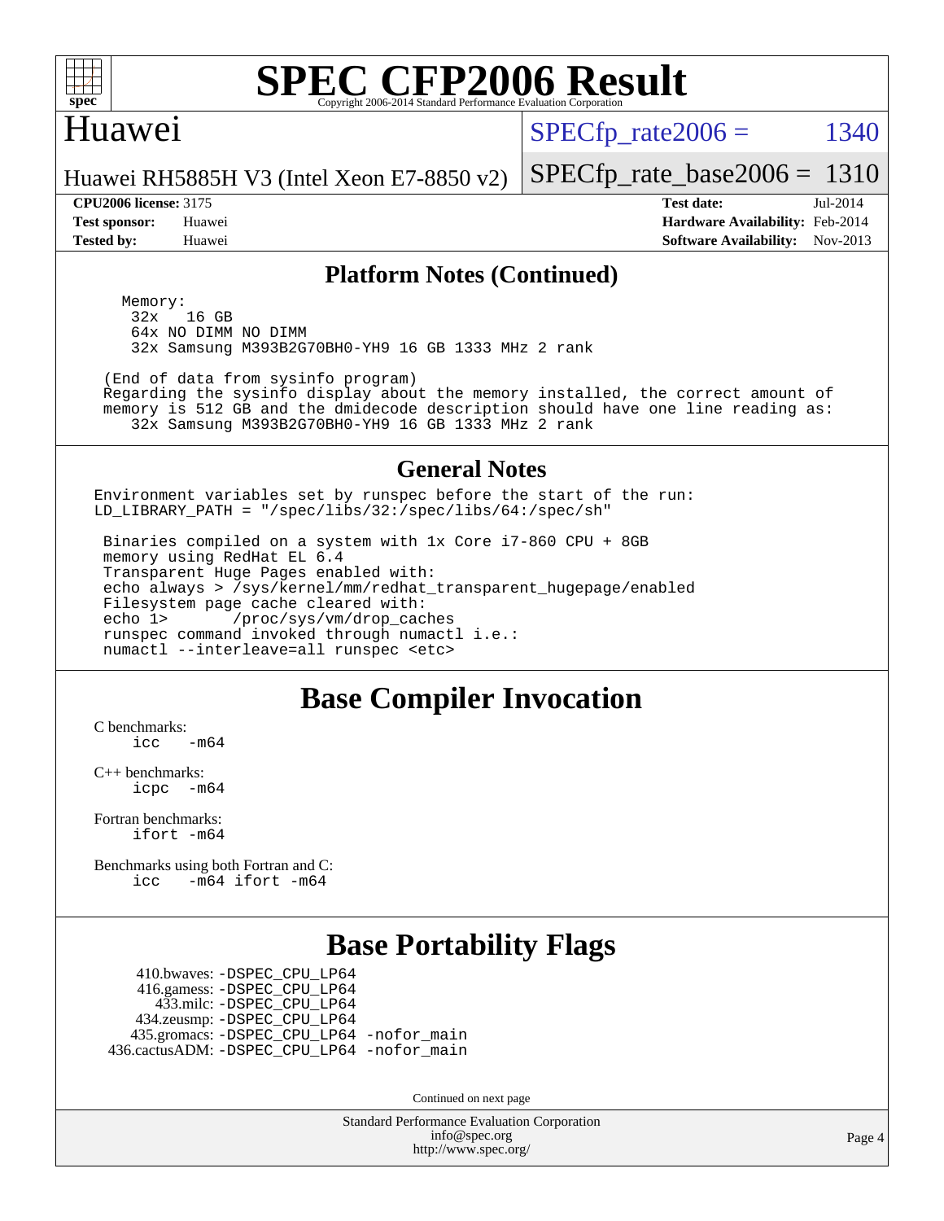## Platform Notes (Continued)

```
 Memory:
   32x   16 GB
   64x NO DIMM NO DIMM
   32x Samsung M393B2G70BH0-YH9 16 GB 1333 MHz 2 rank

(End of data from sysinfo program)
Regarding the sysinfo display about the memory installed, the correct amount of
memory is 512 GB and the dmidecode description should have one line reading as:
   32x Samsung M393B2G70BH0-YH9 16 GB 1333 MHz 2 rank
```

## General Notes

```
Environment variables set by runspec before the start of the run:
LD_LIBRARY_PATH = "/spec/libs/32:/spec/libs/64:/spec/sh"

 Binaries compiled on a system with 1x Core i7-860 CPU + 8GB
 memory using RedHat EL 6.4
 Transparent Huge Pages enabled with:
 echo always > /sys/kernel/mm/redhat_transparent_hugepage/enabled
 Filesystem page cache cleared with:
 echo 1>       /proc/sys/vm/drop_caches
 runspec command invoked through numactl i.e.:
 numactl --interleave=all runspec <etc>
```

# Base Compiler Invocation

C benchmarks:
```
icc   -m64
```

C++ benchmarks:
```
icpc  -m64
```

Fortran benchmarks:
```
ifort -m64
```

Benchmarks using both Fortran and C:
```
icc   -m64 ifort -m64
```

# Base Portability Flags

```
   410.bwaves: -DSPEC_CPU_LP64
   416.gamess: -DSPEC_CPU_LP64
     433.milc: -DSPEC_CPU_LP64
   434.zeusmp: -DSPEC_CPU_LP64
  435.gromacs: -DSPEC_CPU_LP64 -nofor_main
 436.cactusADM: -DSPEC_CPU_LP64 -nofor_main
```

Continued on next page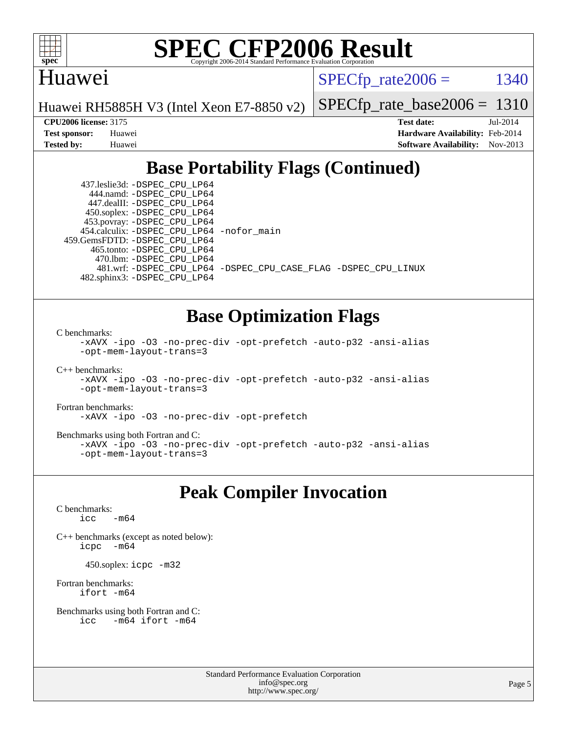## Base Portability Flags (Continued)

437.leslie3d: `-DSPEC_CPU_LP64`
444.namd: `-DSPEC_CPU_LP64`
447.dealII: `-DSPEC_CPU_LP64`
450.soplex: `-DSPEC_CPU_LP64`
453.povray: `-DSPEC_CPU_LP64`
454.calculix: `-DSPEC_CPU_LP64 -nofor_main`
459.GemsFDTD: `-DSPEC_CPU_LP64`
465.tonto: `-DSPEC_CPU_LP64`
470.lbm: `-DSPEC_CPU_LP64`
481.wrf: `-DSPEC_CPU_LP64 -DSPEC_CPU_CASE_FLAG -DSPEC_CPU_LINUX`
482.sphinx3: `-DSPEC_CPU_LP64`

## Base Optimization Flags

C benchmarks:
```
-xAVX -ipo -O3 -no-prec-div -opt-prefetch -auto-p32 -ansi-alias
-opt-mem-layout-trans=3
```

C++ benchmarks:
```
-xAVX -ipo -O3 -no-prec-div -opt-prefetch -auto-p32 -ansi-alias
-opt-mem-layout-trans=3
```

Fortran benchmarks:
```
-xAVX -ipo -O3 -no-prec-div -opt-prefetch
```

Benchmarks using both Fortran and C:
```
-xAVX -ipo -O3 -no-prec-div -opt-prefetch -auto-p32 -ansi-alias
-opt-mem-layout-trans=3
```

## Peak Compiler Invocation

C benchmarks:
```
icc   -m64
```

C++ benchmarks (except as noted below):
```
icpc  -m64
```

450.soplex: `icpc -m32`

Fortran benchmarks:
```
ifort -m64
```

Benchmarks using both Fortran and C:
```
icc   -m64 ifort -m64
```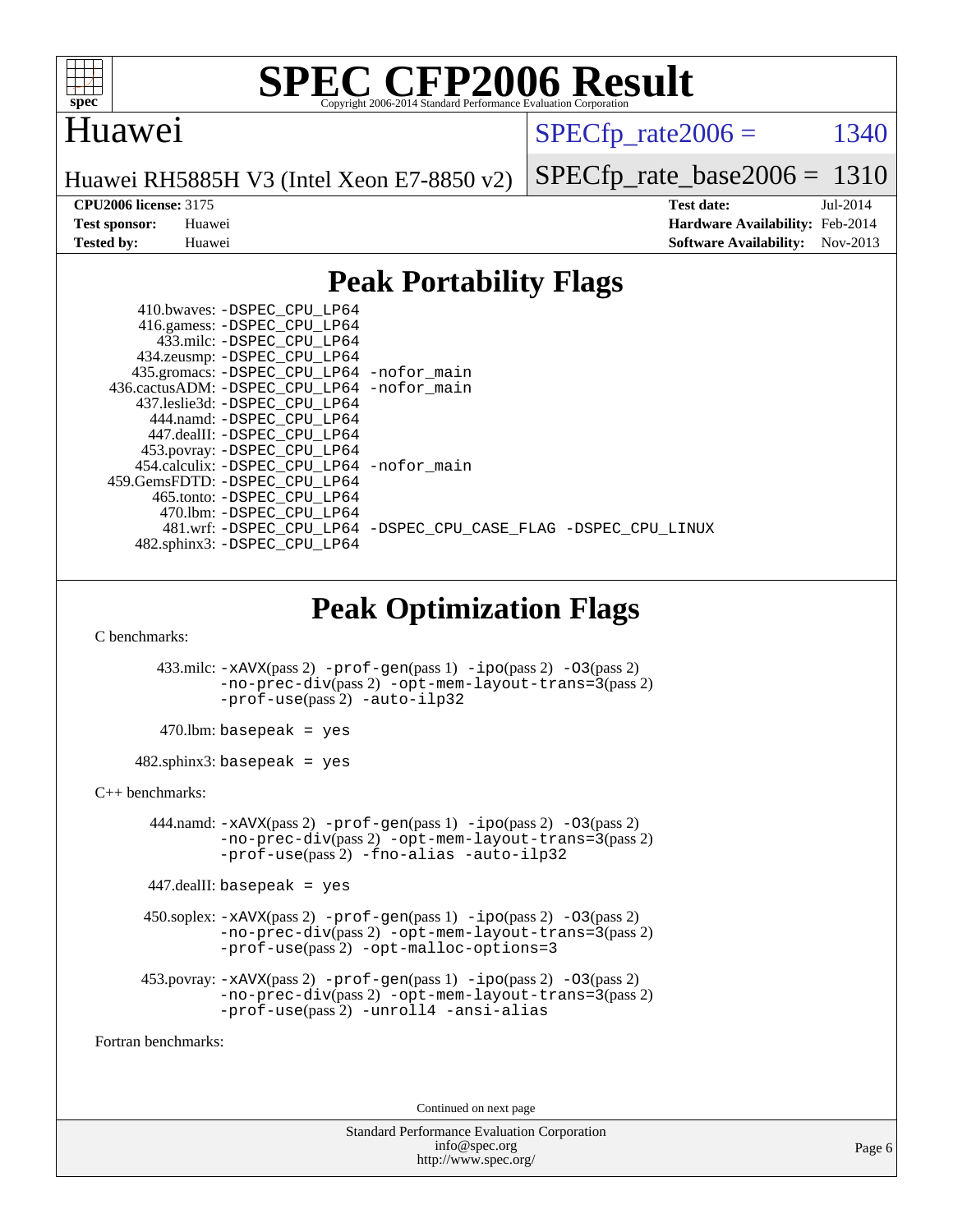# SPEC CFP2006 Result

Copyright 2006-2014 Standard Performance Evaluation Corporation

## Huawei

Huawei RH5885H V3 (Intel Xeon E7-8850 v2)

SPECfp_rate2006 = 1340

SPECfp_rate_base2006 = 1310

**CPU2006 license:** 3175
**Test sponsor:** Huawei
**Tested by:** Huawei

**Test date:** Jul-2014
**Hardware Availability:** Feb-2014
**Software Availability:** Nov-2013

## Peak Portability Flags

410.bwaves: -DSPEC_CPU_LP64
416.gamess: -DSPEC_CPU_LP64
433.milc: -DSPEC_CPU_LP64
434.zeusmp: -DSPEC_CPU_LP64
435.gromacs: -DSPEC_CPU_LP64 -nofor_main
436.cactusADM: -DSPEC_CPU_LP64 -nofor_main
437.leslie3d: -DSPEC_CPU_LP64
444.namd: -DSPEC_CPU_LP64
447.dealII: -DSPEC_CPU_LP64
453.povray: -DSPEC_CPU_LP64
454.calculix: -DSPEC_CPU_LP64 -nofor_main
459.GemsFDTD: -DSPEC_CPU_LP64
465.tonto: -DSPEC_CPU_LP64
470.lbm: -DSPEC_CPU_LP64
481.wrf: -DSPEC_CPU_LP64 -DSPEC_CPU_CASE_FLAG -DSPEC_CPU_LINUX
482.sphinx3: -DSPEC_CPU_LP64

## Peak Optimization Flags

C benchmarks:

433.milc: -xAVX(pass 2) -prof-gen(pass 1) -ipo(pass 2) -O3(pass 2) -no-prec-div(pass 2) -opt-mem-layout-trans=3(pass 2) -prof-use(pass 2) -auto-ilp32

470.lbm: basepeak = yes

482.sphinx3: basepeak = yes

C++ benchmarks:

444.namd: -xAVX(pass 2) -prof-gen(pass 1) -ipo(pass 2) -O3(pass 2) -no-prec-div(pass 2) -opt-mem-layout-trans=3(pass 2) -prof-use(pass 2) -fno-alias -auto-ilp32

447.dealII: basepeak = yes

450.soplex: -xAVX(pass 2) -prof-gen(pass 1) -ipo(pass 2) -O3(pass 2) -no-prec-div(pass 2) -opt-mem-layout-trans=3(pass 2) -prof-use(pass 2) -opt-malloc-options=3

453.povray: -xAVX(pass 2) -prof-gen(pass 1) -ipo(pass 2) -O3(pass 2) -no-prec-div(pass 2) -opt-mem-layout-trans=3(pass 2) -prof-use(pass 2) -unroll4 -ansi-alias

Fortran benchmarks:

Continued on next page

Standard Performance Evaluation Corporation
info@spec.org
http://www.spec.org/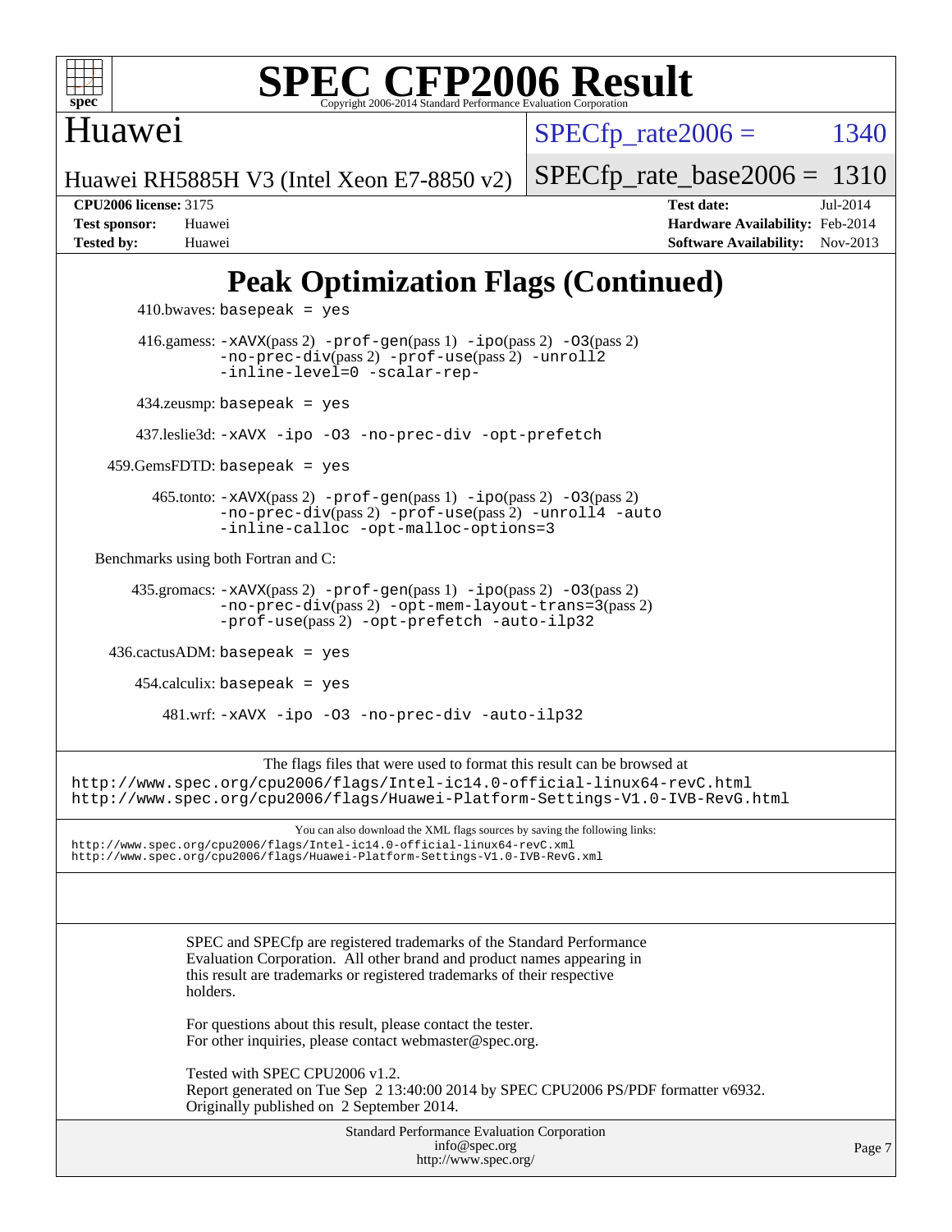# Peak Optimization Flags (Continued)

410.bwaves: basepeak = yes

416.gamess: -xAVX(pass 2) -prof-gen(pass 1) -ipo(pass 2) -O3(pass 2) -no-prec-div(pass 2) -prof-use(pass 2) -unroll2 -inline-level=0 -scalar-rep-

434.zeusmp: basepeak = yes

437.leslie3d: -xAVX -ipo -O3 -no-prec-div -opt-prefetch

459.GemsFDTD: basepeak = yes

465.tonto: -xAVX(pass 2) -prof-gen(pass 1) -ipo(pass 2) -O3(pass 2) -no-prec-div(pass 2) -prof-use(pass 2) -unroll4 -auto -inline-calloc -opt-malloc-options=3

Benchmarks using both Fortran and C:

435.gromacs: -xAVX(pass 2) -prof-gen(pass 1) -ipo(pass 2) -O3(pass 2) -no-prec-div(pass 2) -opt-mem-layout-trans=3(pass 2) -prof-use(pass 2) -opt-prefetch -auto-ilp32

436.cactusADM: basepeak = yes

454.calculix: basepeak = yes

481.wrf: -xAVX -ipo -O3 -no-prec-div -auto-ilp32

The flags files that were used to format this result can be browsed at
http://www.spec.org/cpu2006/flags/Intel-ic14.0-official-linux64-revC.html
http://www.spec.org/cpu2006/flags/Huawei-Platform-Settings-V1.0-IVB-RevG.html

You can also download the XML flags sources by saving the following links:
http://www.spec.org/cpu2006/flags/Intel-ic14.0-official-linux64-revC.xml
http://www.spec.org/cpu2006/flags/Huawei-Platform-Settings-V1.0-IVB-RevG.xml

SPEC and SPECfp are registered trademarks of the Standard Performance Evaluation Corporation. All other brand and product names appearing in this result are trademarks or registered trademarks of their respective holders.

For questions about this result, please contact the tester.
For other inquiries, please contact webmaster@spec.org.

Tested with SPEC CPU2006 v1.2.
Report generated on Tue Sep 2 13:40:00 2014 by SPEC CPU2006 PS/PDF formatter v6932.
Originally published on 2 September 2014.